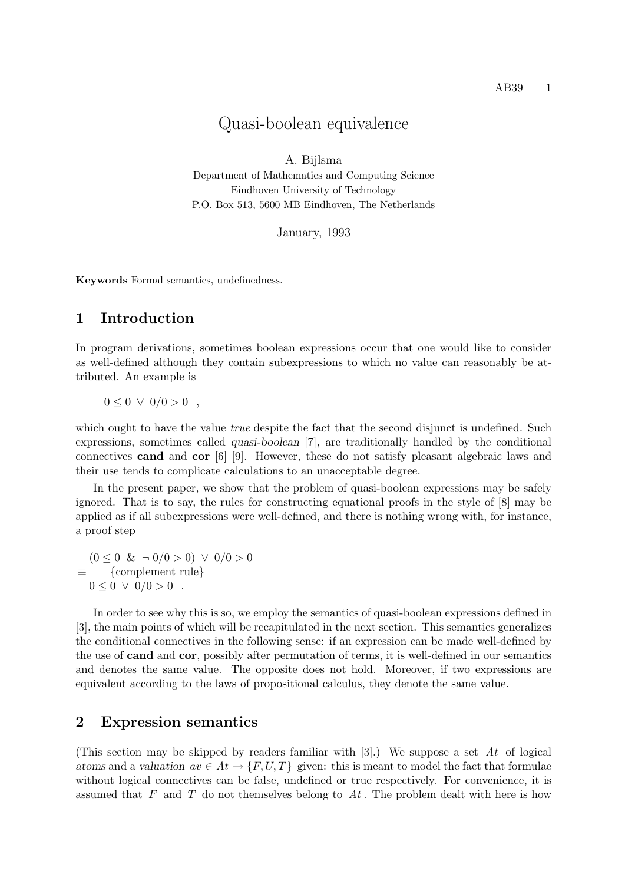# Quasi-boolean equivalence

A. Bijlsma

Department of Mathematics and Computing Science
Eindhoven University of Technology
P.O. Box 513, 5600 MB Eindhoven, The Netherlands

January, 1993

**Keywords** Formal semantics, undefinedness.

## 1 Introduction

In program derivations, sometimes boolean expressions occur that one would like to consider as well-defined although they contain subexpressions to which no value can reasonably be attributed. An example is

$$0 \leq 0 \ \vee \ 0/0 > 0 \quad ,$$

which ought to have the value *true* despite the fact that the second disjunct is undefined. Such expressions, sometimes called *quasi-boolean* [7], are traditionally handled by the conditional connectives **cand** and **cor** [6] [9]. However, these do not satisfy pleasant algebraic laws and their use tends to complicate calculations to an unacceptable degree.

In the present paper, we show that the problem of quasi-boolean expressions may be safely ignored. That is to say, the rules for constructing equational proofs in the style of [8] may be applied as if all subexpressions were well-defined, and there is nothing wrong with, for instance, a proof step

$$\begin{array}{ll} & (0 \leq 0 \ \& \ \neg\, 0/0 > 0) \ \vee \ 0/0 > 0 \\ \equiv & \quad \{\text{complement rule}\} \\ & 0 \leq 0 \ \vee \ 0/0 > 0 \quad . \end{array}$$

In order to see why this is so, we employ the semantics of quasi-boolean expressions defined in [3], the main points of which will be recapitulated in the next section. This semantics generalizes the conditional connectives in the following sense: if an expression can be made well-defined by the use of **cand** and **cor**, possibly after permutation of terms, it is well-defined in our semantics and denotes the same value. The opposite does not hold. Moreover, if two expressions are equivalent according to the laws of propositional calculus, they denote the same value.

## 2 Expression semantics

(This section may be skipped by readers familiar with [3].) We suppose a set $At$ of logical *atoms* and a *valuation* $av \in At \rightarrow \{F, U, T\}$ given: this is meant to model the fact that formulae without logical connectives can be false, undefined or true respectively. For convenience, it is assumed that $F$ and $T$ do not themselves belong to $At$. The problem dealt with here is how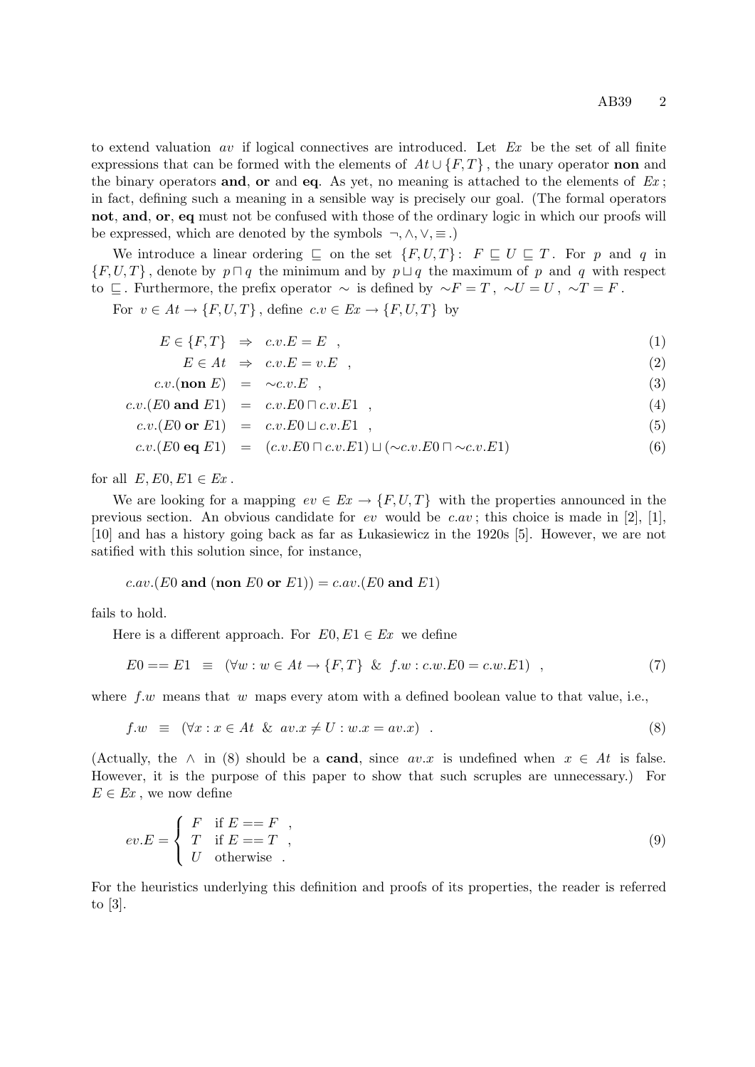to extend valuation $av$ if logical connectives are introduced. Let $Ex$ be the set of all finite expressions that can be formed with the elements of $At \cup \{F, T\}$, the unary operator **non** and the binary operators **and**, **or** and **eq**. As yet, no meaning is attached to the elements of $Ex$; in fact, defining such a meaning in a sensible way is precisely our goal. (The formal operators **not**, **and**, **or**, **eq** must not be confused with those of the ordinary logic in which our proofs will be expressed, which are denoted by the symbols $\neg, \wedge, \vee, \equiv$.)

We introduce a linear ordering $\sqsubseteq$ on the set $\{F, U, T\}$: $F \sqsubseteq U \sqsubseteq T$. For $p$ and $q$ in $\{F, U, T\}$, denote by $p \sqcap q$ the minimum and by $p \sqcup q$ the maximum of $p$ and $q$ with respect to $\sqsubseteq$. Furthermore, the prefix operator $\sim$ is defined by $\sim F = T$, $\sim U = U$, $\sim T = F$.

For $v \in At \rightarrow \{F, U, T\}$, define $c.v \in Ex \rightarrow \{F, U, T\}$ by

$$
\begin{aligned}
E \in \{F, T\} \quad &\Rightarrow \quad c.v.E = E \quad , && (1)\\
E \in At \quad &\Rightarrow \quad c.v.E = v.E \quad , && (2)\\
c.v.(\textbf{non } E) \quad &= \quad \sim c.v.E \quad , && (3)\\
c.v.(E0 \textbf{ and } E1) \quad &= \quad c.v.E0 \sqcap c.v.E1 \quad , && (4)\\
c.v.(E0 \textbf{ or } E1) \quad &= \quad c.v.E0 \sqcup c.v.E1 \quad , && (5)\\
c.v.(E0 \textbf{ eq } E1) \quad &= \quad (c.v.E0 \sqcap c.v.E1) \sqcup (\sim c.v.E0 \sqcap \sim c.v.E1) && (6)
\end{aligned}
$$

for all $E, E0, E1 \in Ex$.

We are looking for a mapping $ev \in Ex \rightarrow \{F, U, T\}$ with the properties announced in the previous section. An obvious candidate for $ev$ would be $c.av$; this choice is made in [2], [1], [10] and has a history going back as far as Łukasiewicz in the 1920s [5]. However, we are not satified with this solution since, for instance,

$$
c.av.(E0 \textbf{ and } (\textbf{non } E0 \textbf{ or } E1)) = c.av.(E0 \textbf{ and } E1)
$$

fails to hold.

Here is a different approach. For $E0, E1 \in Ex$ we define

$$
E0 == E1 \quad \equiv \quad (\forall w : w \in At \rightarrow \{F, T\} \ \& \ f.w : c.w.E0 = c.w.E1) \quad , \tag{7}
$$

where $f.w$ means that $w$ maps every atom with a defined boolean value to that value, i.e.,

$$
f.w \quad \equiv \quad (\forall x : x \in At \ \& \ av.x \neq U : w.x = av.x) \quad . \tag{8}
$$

(Actually, the $\wedge$ in (8) should be a **cand**, since $av.x$ is undefined when $x \in At$ is false. However, it is the purpose of this paper to show that such scruples are unnecessary.) For $E \in Ex$, we now define

$$
ev.E = \begin{cases} F & \text{if } E == F \quad , \\ T & \text{if } E == T \quad , \\ U & \text{otherwise} \quad . \end{cases} \tag{9}
$$

For the heuristics underlying this definition and proofs of its properties, the reader is referred to [3].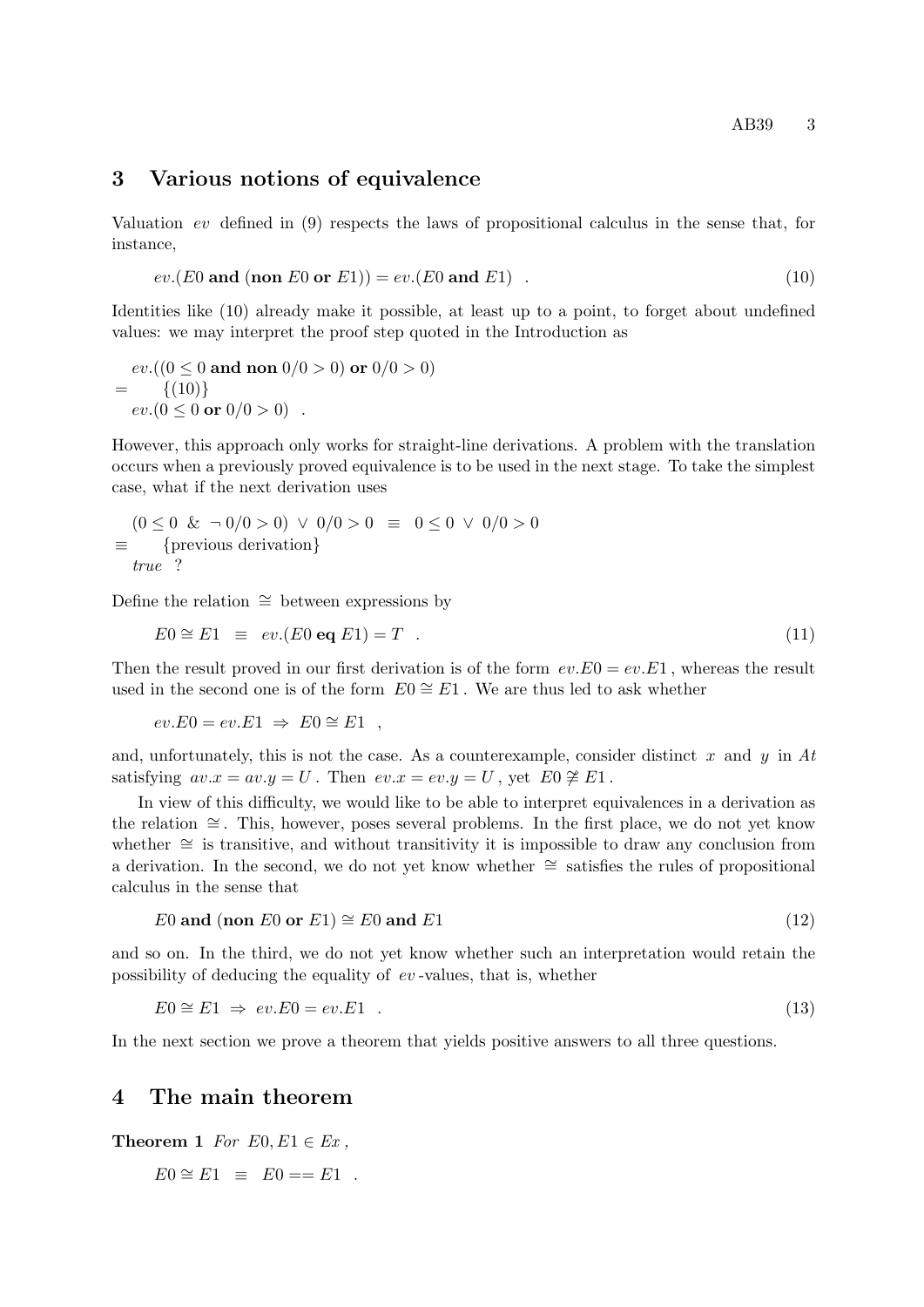## 3 Various notions of equivalence

Valuation $ev$ defined in (9) respects the laws of propositional calculus in the sense that, for instance,

$$ev.(E0 \textbf{ and } (\textbf{non } E0 \textbf{ or } E1)) = ev.(E0 \textbf{ and } E1) \quad . \tag{10}$$

Identities like (10) already make it possible, at least up to a point, to forget about undefined values: we may interpret the proof step quoted in the Introduction as

$$\begin{array}{ll} & ev.((0 \le 0 \textbf{ and non } 0/0 > 0) \textbf{ or } 0/0 > 0) \\ = & \quad \{(10)\} \\ & ev.(0 \le 0 \textbf{ or } 0/0 > 0) \quad . \end{array}$$

However, this approach only works for straight-line derivations. A problem with the translation occurs when a previously proved equivalence is to be used in the next stage. To take the simplest case, what if the next derivation uses

$$\begin{array}{ll} & (0 \le 0 \;\; \& \;\; \neg\, 0/0 > 0) \;\vee\; 0/0 > 0 \;\;\equiv\;\; 0 \le 0 \;\vee\; 0/0 > 0 \\ \equiv & \quad \{\text{previous derivation}\} \\ & \mathit{true} \quad ? \end{array}$$

Define the relation $\cong$ between expressions by

$$E0 \cong E1 \;\;\equiv\;\; ev.(E0 \textbf{ eq } E1) = T \quad . \tag{11}$$

Then the result proved in our first derivation is of the form $ev.E0 = ev.E1$, whereas the result used in the second one is of the form $E0 \cong E1$. We are thus led to ask whether

$$ev.E0 = ev.E1 \;\Rightarrow\; E0 \cong E1 \quad ,$$

and, unfortunately, this is not the case. As a counterexample, consider distinct $x$ and $y$ in $At$ satisfying $av.x = av.y = U$. Then $ev.x = ev.y = U$, yet $E0 \ncong E1$.

In view of this difficulty, we would like to be able to interpret equivalences in a derivation as the relation $\cong$. This, however, poses several problems. In the first place, we do not yet know whether $\cong$ is transitive, and without transitivity it is impossible to draw any conclusion from a derivation. In the second, we do not yet know whether $\cong$ satisfies the rules of propositional calculus in the sense that

$$E0 \textbf{ and } (\textbf{non } E0 \textbf{ or } E1) \cong E0 \textbf{ and } E1 \tag{12}$$

and so on. In the third, we do not yet know whether such an interpretation would retain the possibility of deducing the equality of $ev$-values, that is, whether

$$E0 \cong E1 \;\Rightarrow\; ev.E0 = ev.E1 \quad . \tag{13}$$

In the next section we prove a theorem that yields positive answers to all three questions.

## 4 The main theorem

**Theorem 1** *For* $E0, E1 \in Ex$*,*

$$E0 \cong E1 \;\;\equiv\;\; E0 == E1 \quad .$$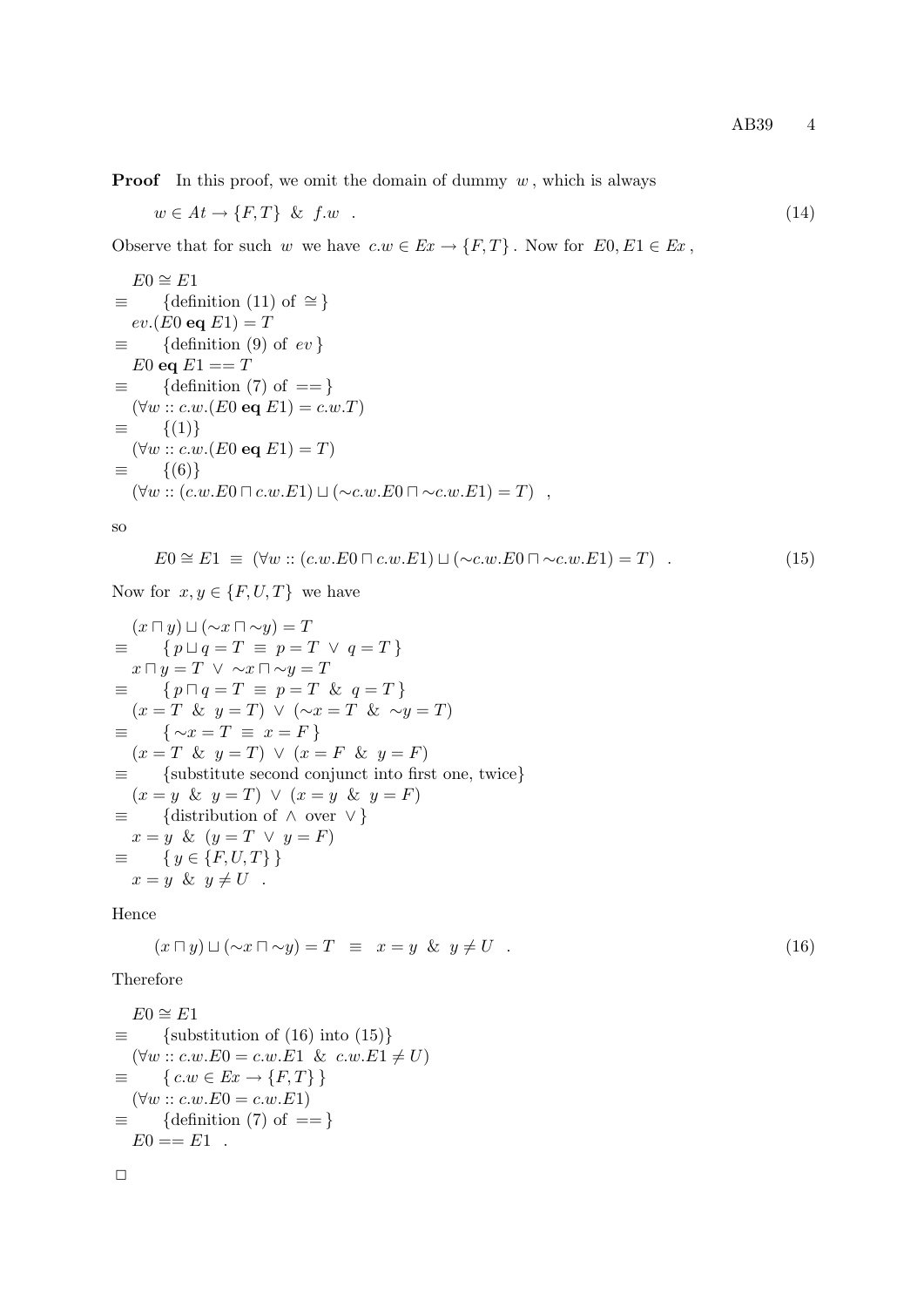**Proof** In this proof, we omit the domain of dummy $w$, which is always

$$w \in At \to \{F,T\} \;\;\&\;\; f.w \quad . \tag{14}$$

Observe that for such $w$ we have $c.w \in Ex \to \{F,T\}$. Now for $E0, E1 \in Ex$,

$$
\begin{array}{ll}
& E0 \cong E1 \\
\equiv & \quad \{\text{definition (11) of } \cong\} \\
& ev.(E0 \;\mathbf{eq}\; E1) = T \\
\equiv & \quad \{\text{definition (9) of } ev\} \\
& E0 \;\mathbf{eq}\; E1 == T \\
\equiv & \quad \{\text{definition (7) of } ==\} \\
& (\forall w :: c.w.(E0 \;\mathbf{eq}\; E1) = c.w.T) \\
\equiv & \quad \{(1)\} \\
& (\forall w :: c.w.(E0 \;\mathbf{eq}\; E1) = T) \\
\equiv & \quad \{(6)\} \\
& (\forall w :: (c.w.E0 \sqcap c.w.E1) \sqcup (\sim c.w.E0 \sqcap \sim c.w.E1) = T) \quad ,
\end{array}
$$

so

$$E0 \cong E1 \;\equiv\; (\forall w :: (c.w.E0 \sqcap c.w.E1) \sqcup (\sim c.w.E0 \sqcap \sim c.w.E1) = T) \quad . \tag{15}$$

Now for $x, y \in \{F,U,T\}$ we have

$$
\begin{array}{ll}
& (x \sqcap y) \sqcup (\sim x \sqcap \sim y) = T \\
\equiv & \quad \{\, p \sqcup q = T \;\equiv\; p = T \;\vee\; q = T \,\} \\
& x \sqcap y = T \;\vee\; \sim x \sqcap \sim y = T \\
\equiv & \quad \{\, p \sqcap q = T \;\equiv\; p = T \;\&\; q = T \,\} \\
& (x = T \;\&\; y = T) \;\vee\; (\sim x = T \;\&\; \sim y = T) \\
\equiv & \quad \{\, \sim x = T \;\equiv\; x = F \,\} \\
& (x = T \;\&\; y = T) \;\vee\; (x = F \;\&\; y = F) \\
\equiv & \quad \{\text{substitute second conjunct into first one, twice}\} \\
& (x = y \;\&\; y = T) \;\vee\; (x = y \;\&\; y = F) \\
\equiv & \quad \{\text{distribution of } \wedge \text{ over } \vee\} \\
& x = y \;\&\; (y = T \;\vee\; y = F) \\
\equiv & \quad \{\, y \in \{F,U,T\} \,\} \\
& x = y \;\&\; y \neq U \quad .
\end{array}
$$

Hence

$$(x \sqcap y) \sqcup (\sim x \sqcap \sim y) = T \;\;\equiv\;\; x = y \;\&\; y \neq U \quad . \tag{16}$$

Therefore

$$
\begin{array}{ll}
& E0 \cong E1 \\
\equiv & \quad \{\text{substitution of (16) into (15)}\} \\
& (\forall w :: c.w.E0 = c.w.E1 \;\&\; c.w.E1 \neq U) \\
\equiv & \quad \{\, c.w \in Ex \to \{F,T\} \,\} \\
& (\forall w :: c.w.E0 = c.w.E1) \\
\equiv & \quad \{\text{definition (7) of } ==\} \\
& E0 == E1 \quad .
\end{array}
$$

□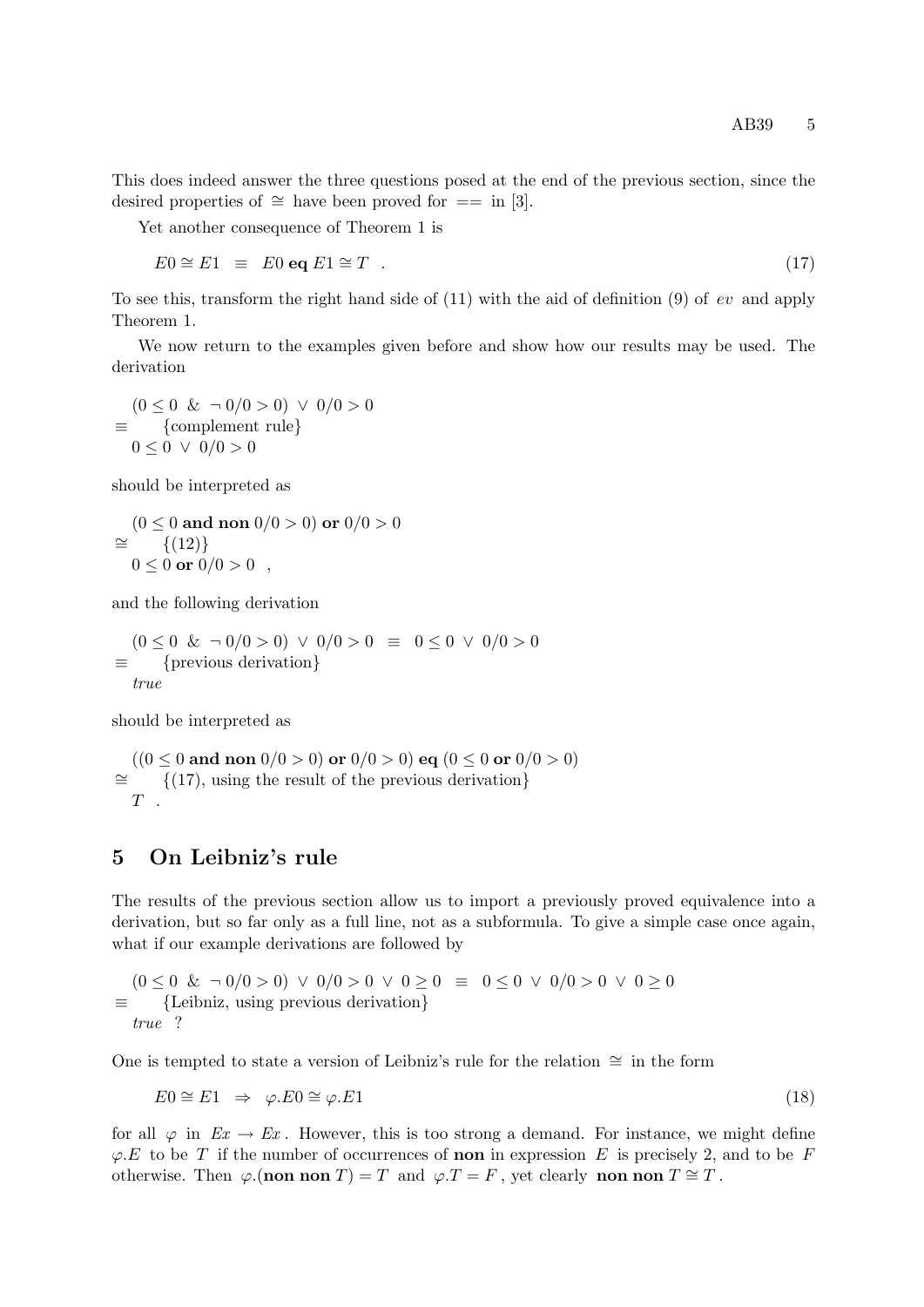This does indeed answer the three questions posed at the end of the previous section, since the desired properties of $\cong$ have been proved for $==$ in [3].

Yet another consequence of Theorem 1 is

$$E0 \cong E1 \quad \equiv \quad E0 \,\mathbf{eq}\, E1 \cong T \quad . \tag{17}$$

To see this, transform the right hand side of (11) with the aid of definition (9) of $ev$ and apply Theorem 1.

We now return to the examples given before and show how our results may be used. The derivation

$$
\begin{array}{ll}
& (0 \leq 0 \;\;\&\;\; \neg\, 0/0 > 0) \;\vee\; 0/0 > 0 \\
\equiv & \quad \{\text{complement rule}\} \\
& 0 \leq 0 \;\vee\; 0/0 > 0
\end{array}
$$

should be interpreted as

$$
\begin{array}{ll}
& (0 \leq 0 \;\mathbf{and\ non}\; 0/0 > 0) \;\mathbf{or}\; 0/0 > 0 \\
\cong & \quad \{(12)\} \\
& 0 \leq 0 \;\mathbf{or}\; 0/0 > 0 \quad ,
\end{array}
$$

and the following derivation

$$
\begin{array}{ll}
& (0 \leq 0 \;\;\&\;\; \neg\, 0/0 > 0) \;\vee\; 0/0 > 0 \;\;\equiv\;\; 0 \leq 0 \;\vee\; 0/0 > 0 \\
\equiv & \quad \{\text{previous derivation}\} \\
& \mathit{true}
\end{array}
$$

should be interpreted as

$$
\begin{array}{ll}
& ((0 \leq 0 \;\mathbf{and\ non}\; 0/0 > 0) \;\mathbf{or}\; 0/0 > 0) \;\mathbf{eq}\; (0 \leq 0 \;\mathbf{or}\; 0/0 > 0) \\
\cong & \quad \{(17), \text{ using the result of the previous derivation}\} \\
& T \quad .
\end{array}
$$

## 5 On Leibniz's rule

The results of the previous section allow us to import a previously proved equivalence into a derivation, but so far only as a full line, not as a subformula. To give a simple case once again, what if our example derivations are followed by

$$
\begin{array}{ll}
& (0 \leq 0 \;\;\&\;\; \neg\, 0/0 > 0) \;\vee\; 0/0 > 0 \;\vee\; 0 \geq 0 \;\;\equiv\;\; 0 \leq 0 \;\vee\; 0/0 > 0 \;\vee\; 0 \geq 0 \\
\equiv & \quad \{\text{Leibniz, using previous derivation}\} \\
& \mathit{true} \;\;?
\end{array}
$$

One is tempted to state a version of Leibniz's rule for the relation $\cong$ in the form

$$E0 \cong E1 \quad \Rightarrow \quad \varphi.E0 \cong \varphi.E1 \tag{18}$$

for all $\varphi$ in $Ex \rightarrow Ex$. However, this is too strong a demand. For instance, we might define $\varphi.E$ to be $T$ if the number of occurrences of **non** in expression $E$ is precisely 2, and to be $F$ otherwise. Then $\varphi.(\mathbf{non\ non}\; T) = T$ and $\varphi.T = F$, yet clearly $\mathbf{non\ non}\; T \cong T$.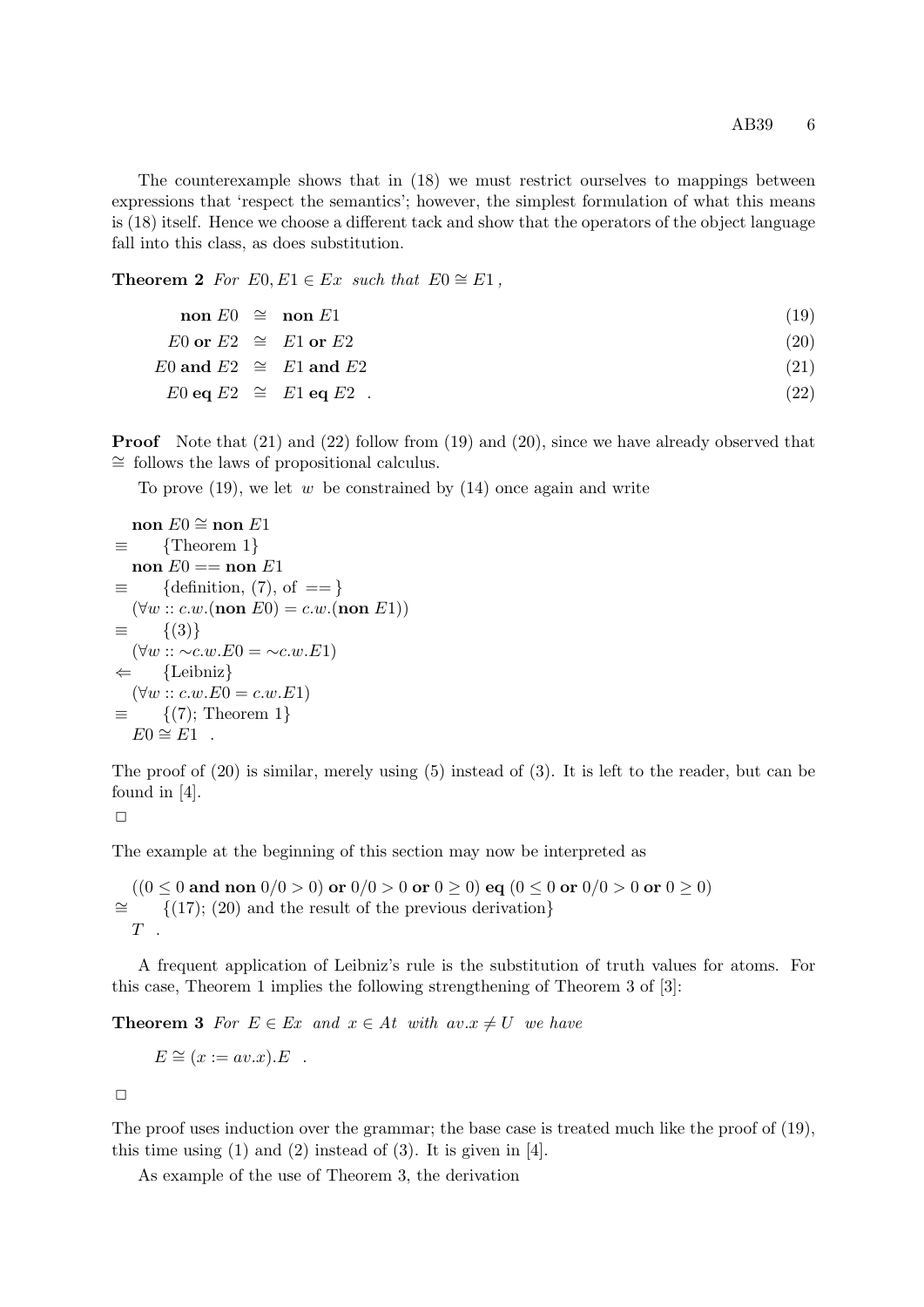The counterexample shows that in (18) we must restrict ourselves to mappings between expressions that 'respect the semantics'; however, the simplest formulation of what this means is (18) itself. Hence we choose a different tack and show that the operators of the object language fall into this class, as does substitution.

**Theorem 2** *For* $E0, E1 \in Ex$ *such that* $E0 \cong E1$ *,*

$$\begin{aligned}
\textbf{non } E0 &\cong \textbf{non } E1 && (19)\\
E0 \textbf{ or } E2 &\cong E1 \textbf{ or } E2 && (20)\\
E0 \textbf{ and } E2 &\cong E1 \textbf{ and } E2 && (21)\\
E0 \textbf{ eq } E2 &\cong E1 \textbf{ eq } E2 \quad . && (22)
\end{aligned}$$

**Proof** Note that (21) and (22) follow from (19) and (20), since we have already observed that $\cong$ follows the laws of propositional calculus.

To prove (19), we let $w$ be constrained by (14) once again and write

$$\begin{aligned}
& \textbf{non } E0 \cong \textbf{non } E1\\
\equiv \quad & \{\text{Theorem 1}\}\\
& \textbf{non } E0 == \textbf{non } E1\\
\equiv \quad & \{\text{definition, (7), of } ==\}\\
& (\forall w :: c.w.(\textbf{non } E0) = c.w.(\textbf{non } E1))\\
\equiv \quad & \{(3)\}\\
& (\forall w :: \sim c.w.E0 = \sim c.w.E1)\\
\Leftarrow \quad & \{\text{Leibniz}\}\\
& (\forall w :: c.w.E0 = c.w.E1)\\
\equiv \quad & \{(7); \text{ Theorem 1}\}\\
& E0 \cong E1 \quad .
\end{aligned}$$

The proof of (20) is similar, merely using (5) instead of (3). It is left to the reader, but can be found in [4].

□

The example at the beginning of this section may now be interpreted as

$$\begin{aligned}
& ((0 \leq 0 \textbf{ and non } 0/0 > 0) \textbf{ or } 0/0 > 0 \textbf{ or } 0 \geq 0) \textbf{ eq } (0 \leq 0 \textbf{ or } 0/0 > 0 \textbf{ or } 0 \geq 0)\\
\cong \quad & \{(17); \text{ (20) and the result of the previous derivation}\}\\
& T \quad .
\end{aligned}$$

A frequent application of Leibniz's rule is the substitution of truth values for atoms. For this case, Theorem 1 implies the following strengthening of Theorem 3 of [3]:

**Theorem 3** *For* $E \in Ex$ *and* $x \in At$ *with* $av.x \neq U$ *we have*

$$E \cong (x := av.x).E \quad .$$

□

The proof uses induction over the grammar; the base case is treated much like the proof of (19), this time using (1) and (2) instead of (3). It is given in [4].

As example of the use of Theorem 3, the derivation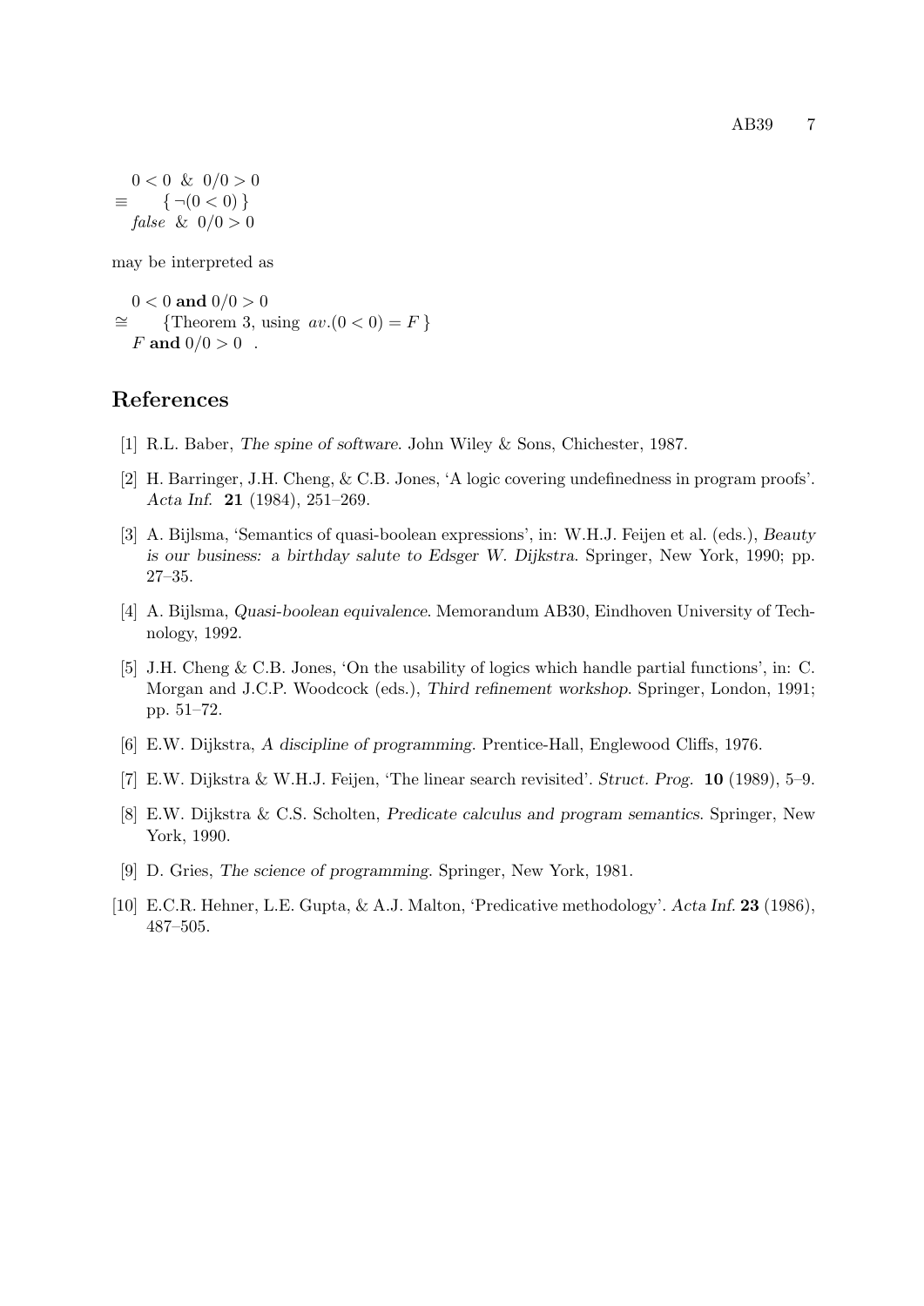$$
\begin{array}{ll}
& 0<0 \;\;\&\;\; 0/0>0 \\
\equiv & \{\, \neg(0<0) \,\} \\
& \mathit{false} \;\;\&\;\; 0/0>0
\end{array}
$$

may be interpreted as

$$
\begin{array}{ll}
& 0<0 \textbf{ and } 0/0>0 \\
\cong & \{\text{Theorem 3, using } \; av.(0<0)=F\,\} \\
& F \textbf{ and } 0/0>0 \quad .
\end{array}
$$

## References

[1] R.L. Baber, *The spine of software*. John Wiley & Sons, Chichester, 1987.

[2] H. Barringer, J.H. Cheng, & C.B. Jones, 'A logic covering undefinedness in program proofs'. *Acta Inf.* **21** (1984), 251–269.

[3] A. Bijlsma, 'Semantics of quasi-boolean expressions', in: W.H.J. Feijen et al. (eds.), *Beauty is our business: a birthday salute to Edsger W. Dijkstra*. Springer, New York, 1990; pp. 27–35.

[4] A. Bijlsma, *Quasi-boolean equivalence*. Memorandum AB30, Eindhoven University of Technology, 1992.

[5] J.H. Cheng & C.B. Jones, 'On the usability of logics which handle partial functions', in: C. Morgan and J.C.P. Woodcock (eds.), *Third refinement workshop*. Springer, London, 1991; pp. 51–72.

[6] E.W. Dijkstra, *A discipline of programming*. Prentice-Hall, Englewood Cliffs, 1976.

[7] E.W. Dijkstra & W.H.J. Feijen, 'The linear search revisited'. *Struct. Prog.* **10** (1989), 5–9.

[8] E.W. Dijkstra & C.S. Scholten, *Predicate calculus and program semantics*. Springer, New York, 1990.

[9] D. Gries, *The science of programming*. Springer, New York, 1981.

[10] E.C.R. Hehner, L.E. Gupta, & A.J. Malton, 'Predicative methodology'. *Acta Inf.* **23** (1986), 487–505.